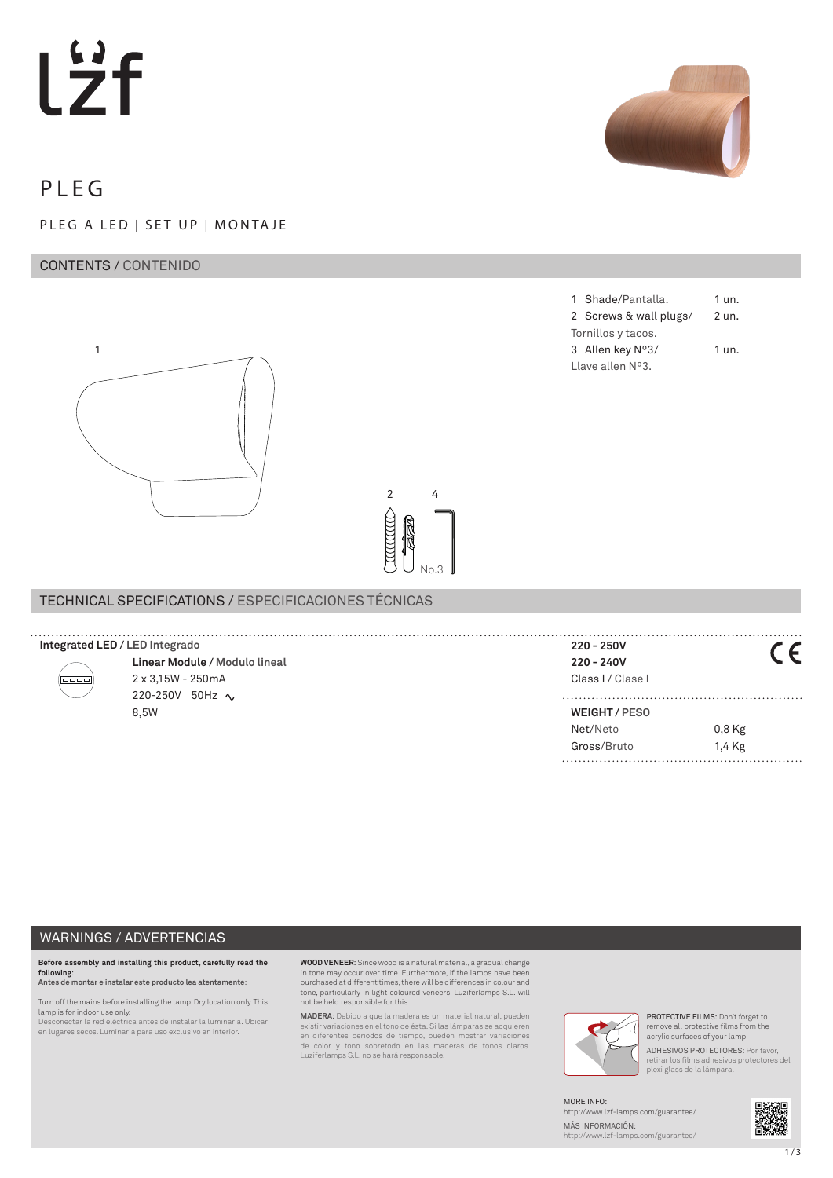# PLEG

PLEG A LED | SET UP | MONTAJE

## CONTENTS / CONTENIDO

| | | |
|---|---|---|
| 1 | Shade/Pantalla. | 1 un. |
| 2 | Screws & wall plugs/ Tornillos y tacos. | 2 un. |
| 3 | Allen key Nº3/ Llave allen Nº3. | 1 un. |

1

2 4

No.3

## TECHNICAL SPECIFICATIONS / ESPECIFICACIONES TÉCNICAS

**Integrated LED / LED Integrado**

**Linear Module / Modulo lineal**
2 x 3,15W - 250mA
220-250V 50Hz ∿
8,5W

**220 - 250V**
**220 - 240V**
Class I / Clase I

CE

**WEIGHT / PESO**

| | |
|---|---|
| Net/Neto | 0,8 Kg |
| Gross/Bruto | 1,4 Kg |

## WARNINGS / ADVERTENCIAS

**Before assembly and installing this product, carefully read the following:**
**Antes de montar e instalar este producto lea atentamente:**

Turn off the mains before installing the lamp. Dry location only. This lamp is for indoor use only.
Desconectar la red eléctrica antes de instalar la luminaria. Ubicar en lugares secos. Luminaria para uso exclusivo en interior.

**WOOD VENEER:** Since wood is a natural material, a gradual change in tone may occur over time. Furthermore, if the lamps have been purchased at different times, there will be differences in colour and tone, particularly in light coloured veneers. Luziferlamps S.L. will not be held responsible for this.

**MADERA:** Debido a que la madera es un material natural, pueden existir variaciones en el tono de ésta. Si las lámparas se adquieren en diferentes periodos de tiempo, pueden mostrar variaciones de color y tono sobretodo en las maderas de tonos claros. Luziferlamps S.L. no se hará responsable.

PROTECTIVE FILMS: Don't forget to remove all protective films from the acrylic surfaces of your lamp.

ADHESIVOS PROTECTORES: Por favor, retirar los films adhesivos protectores del plexi glass de la lámpara.

MORE INFO:
http://www.lzf-lamps.com/guarantee/
MÁS INFORMACIÓN:
http://www.lzf-lamps.com/guarantee/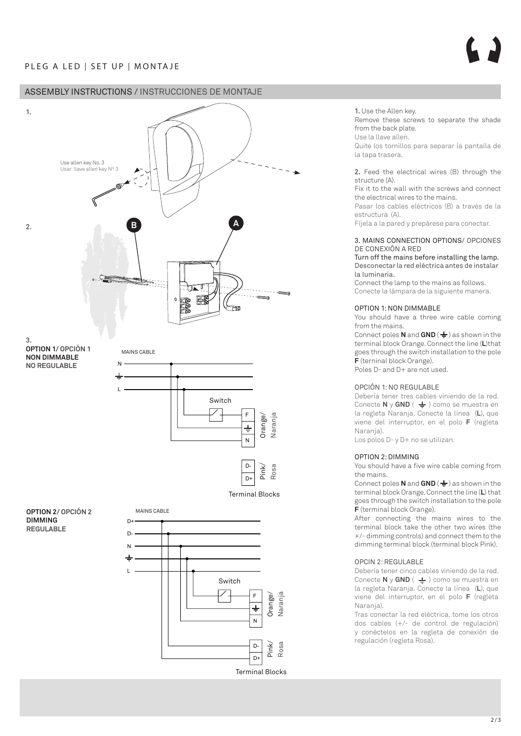## ASSEMBLY INSTRUCTIONS / INSTRUCCIONES DE MONTAJE

1.

Use allen key No. 3
Usar llave allen key Nº 3

2.

B

A

3.
**OPTION 1/ OPCIÓN 1**
**NON DIMMABLE**
**NO REGULABLE**

MAINS CABLE

N

L

Switch

F

N

Orange/ Naranja

D-

D+

Pink/ Rosa

Terminal Blocks

**OPTION 2/ OPCIÓN 2**
**DIMMING**
**REGULABLE**

MAINS CABLE

D+

D-

N

L

Switch

F

N

Orange/ Naranja

D-

D+

Pink/ Rosa

Terminal Blocks

1. Use the Allen key.
Remove these screws to separate the shade from the back plate.
Use la llave allen.
Quite los tornillos para separar la pantalla de la tapa trasera.

2. Feed the electrical wires (B) through the structure (A).
Fix it to the wall with the screws and connect the electrical wires to the mains.
Pasar los cables eléctricos (B) a través de la estructura (A).
Fíjela a la pared y prepárese para conectar.

3. MAINS CONNECTION OPTIONS/ OPCIONES DE CONEXIÓN A RED
Turn off the mains before installing the lamp.
Desconectar la red eléctrica antes de instalar la luminaria.
Connect the lamp to the mains as follows.
Conecte la lámpara de la siguiente manera.

OPTION 1: NON DIMMABLE
You should have a three wire cable coming from the mains.
Connect poles **N** and **GND** (⏚) as shown in the terminal block Orange. Connect the line (**L**)that goes through the switch installation to the pole **F** (terminal block Orange).
Poles D- and D+ are not used.

OPCIÓN 1: NO REGULABLE
Debería tener tres cables viniendo de la red. Conecte **N** y **GND** ( ⏚ ) como se muestra en la regleta Naranja. Conecte la línea (**L**), que viene del interruptor, en el polo **F** (regleta Naranja).
Los polos D- y D+ no se utilizan.

OPTION 2: DIMMING
You should have a five wire cable coming from the mains.
Connect poles **N** and **GND** (⏚) as shown in the terminal block Orange. Connect the line (**L**) that goes through the switch installation to the pole **F** (terminal block Orange).
After connecting the mains wires to the terminal block take the other two wires (the +/- dimming controls) and connect them to the dimming terminal block (terminal block Pink).

OPCIN 2: REGULABLE
Debería tener cinco cables viniendo de la red. Conecte **N** y **GND** ( ⏚ ) como se muestra en la regleta Naranja. Conecte la línea (**L**), que viene del interruptor, en el polo **F** (regleta Naranja).
Tras conectar la red eléctrica, tome los otros dos cables (+/- de control de regulación) y conéctelos en la regleta de conexión de regulación (regleta Rosa).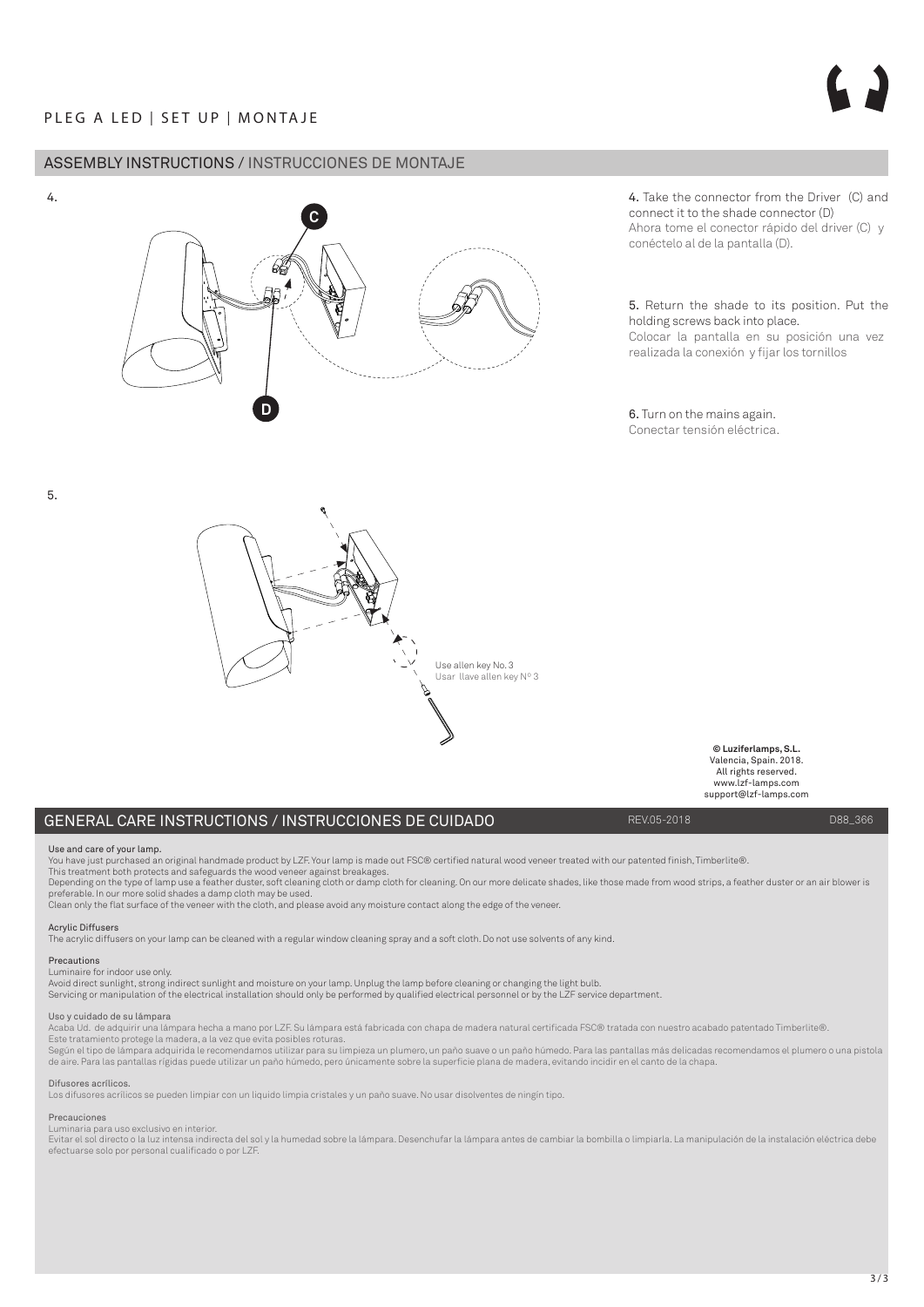PLEG A LED | SET UP | MONTAJE

## ASSEMBLY INSTRUCTIONS / INSTRUCCIONES DE MONTAJE

4.

C

D

5.

Use allen key No. 3
Usar llave allen key Nº 3

**4.** Take the connector from the Driver (C) and connect it to the shade connector (D)
Ahora tome el conector rápido del driver (C) y conéctelo al de la pantalla (D).

**5.** Return the shade to its position. Put the holding screws back into place.
Colocar la pantalla en su posición una vez realizada la conexión y fijar los tornillos

**6.** Turn on the mains again.
Conectar tensión eléctrica.

**© Luziferlamps, S.L.**
Valencia, Spain. 2018.
All rights reserved.
www.lzf-lamps.com
support@lzf-lamps.com

## GENERAL CARE INSTRUCTIONS / INSTRUCCIONES DE CUIDADO

REV.05-2018 D88_366

**Use and care of your lamp.**
You have just purchased an original handmade product by LZF. Your lamp is made out FSC® certified natural wood veneer treated with our patented finish, Timberlite®.
This treatment both protects and safeguards the wood veneer against breakages.
Depending on the type of lamp use a feather duster, soft cleaning cloth or damp cloth for cleaning. On our more delicate shades, like those made from wood strips, a feather duster or an air blower is preferable. In our more solid shades a damp cloth may be used.
Clean only the flat surface of the veneer with the cloth, and please avoid any moisture contact along the edge of the veneer.

**Acrylic Diffusers**
The acrylic diffusers on your lamp can be cleaned with a regular window cleaning spray and a soft cloth. Do not use solvents of any kind.

**Precautions**
Luminaire for indoor use only.
Avoid direct sunlight, strong indirect sunlight and moisture on your lamp. Unplug the lamp before cleaning or changing the light bulb.
Servicing or manipulation of the electrical installation should only be performed by qualified electrical personnel or by the LZF service department.

**Uso y cuidado de su lámpara**
Acaba Ud. de adquirir una lámpara hecha a mano por LZF. Su lámpara está fabricada con chapa de madera natural certificada FSC® tratada con nuestro acabado patentado Timberlite®.
Este tratamiento protege la madera, a la vez que evita posibles roturas.
Según el tipo de lámpara adquirida le recomendamos utilizar para su limpieza un plumero, un paño suave o un paño húmedo. Para las pantallas más delicadas recomendamos el plumero o una pistola de aire. Para las pantallas rígidas puede utilizar un paño húmedo, pero únicamente sobre la superficie plana de madera, evitando incidir en el canto de la chapa.

**Difusores acrílicos.**
Los difusores acrílicos se pueden limpiar con un líquido limpia cristales y un paño suave. No usar disolventes de ningún tipo.

**Precauciones**
Luminaria para uso exclusivo en interior.
Evitar el sol directo o la luz intensa indirecta del sol y la humedad sobre la lámpara. Desenchufar la lámpara antes de cambiar la bombilla o limpiarla. La manipulación de la instalación eléctrica debe efectuarse solo por personal cualificado o por LZF.